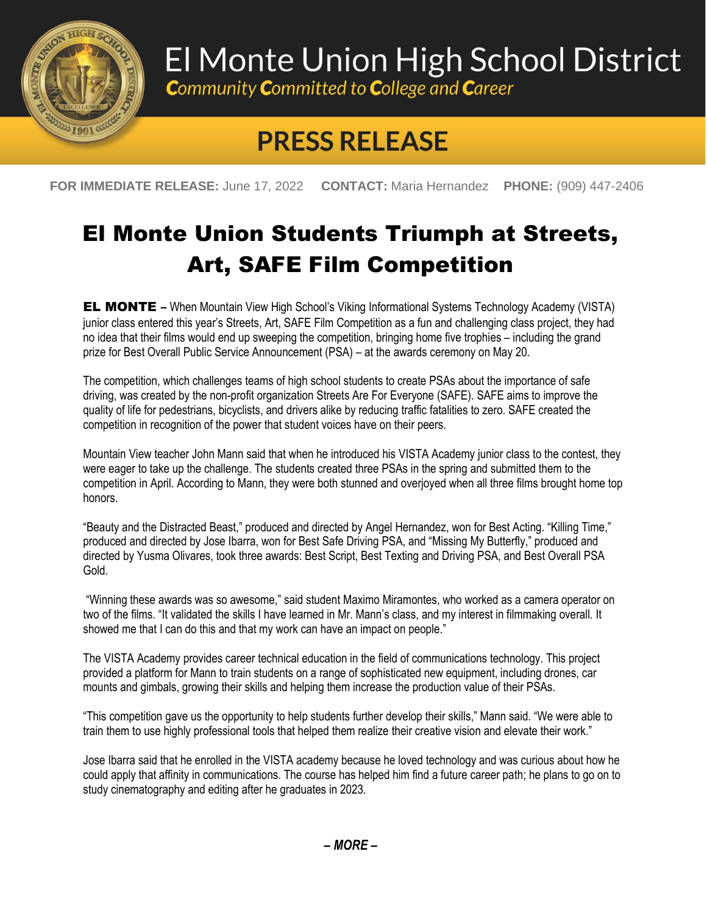# El Monte Union High School District

*Community Committed to College and Career*

## PRESS RELEASE

**FOR IMMEDIATE RELEASE:** June 17, 2022 **CONTACT:** Maria Hernandez **PHONE:** (909) 447-2406

# El Monte Union Students Triumph at Streets, Art, SAFE Film Competition

**EL MONTE –** When Mountain View High School's Viking Informational Systems Technology Academy (VISTA) junior class entered this year's Streets, Art, SAFE Film Competition as a fun and challenging class project, they had no idea that their films would end up sweeping the competition, bringing home five trophies – including the grand prize for Best Overall Public Service Announcement (PSA) – at the awards ceremony on May 20.

The competition, which challenges teams of high school students to create PSAs about the importance of safe driving, was created by the non-profit organization Streets Are For Everyone (SAFE). SAFE aims to improve the quality of life for pedestrians, bicyclists, and drivers alike by reducing traffic fatalities to zero. SAFE created the competition in recognition of the power that student voices have on their peers.

Mountain View teacher John Mann said that when he introduced his VISTA Academy junior class to the contest, they were eager to take up the challenge. The students created three PSAs in the spring and submitted them to the competition in April. According to Mann, they were both stunned and overjoyed when all three films brought home top honors.

"Beauty and the Distracted Beast," produced and directed by Angel Hernandez, won for Best Acting. "Killing Time," produced and directed by Jose Ibarra, won for Best Safe Driving PSA, and "Missing My Butterfly," produced and directed by Yusma Olivares, took three awards: Best Script, Best Texting and Driving PSA, and Best Overall PSA Gold.

"Winning these awards was so awesome," said student Maximo Miramontes, who worked as a camera operator on two of the films. "It validated the skills I have learned in Mr. Mann's class, and my interest in filmmaking overall. It showed me that I can do this and that my work can have an impact on people."

The VISTA Academy provides career technical education in the field of communications technology. This project provided a platform for Mann to train students on a range of sophisticated new equipment, including drones, car mounts and gimbals, growing their skills and helping them increase the production value of their PSAs.

"This competition gave us the opportunity to help students further develop their skills," Mann said. "We were able to train them to use highly professional tools that helped them realize their creative vision and elevate their work."

Jose Ibarra said that he enrolled in the VISTA academy because he loved technology and was curious about how he could apply that affinity in communications. The course has helped him find a future career path; he plans to go on to study cinematography and editing after he graduates in 2023.

***– MORE –***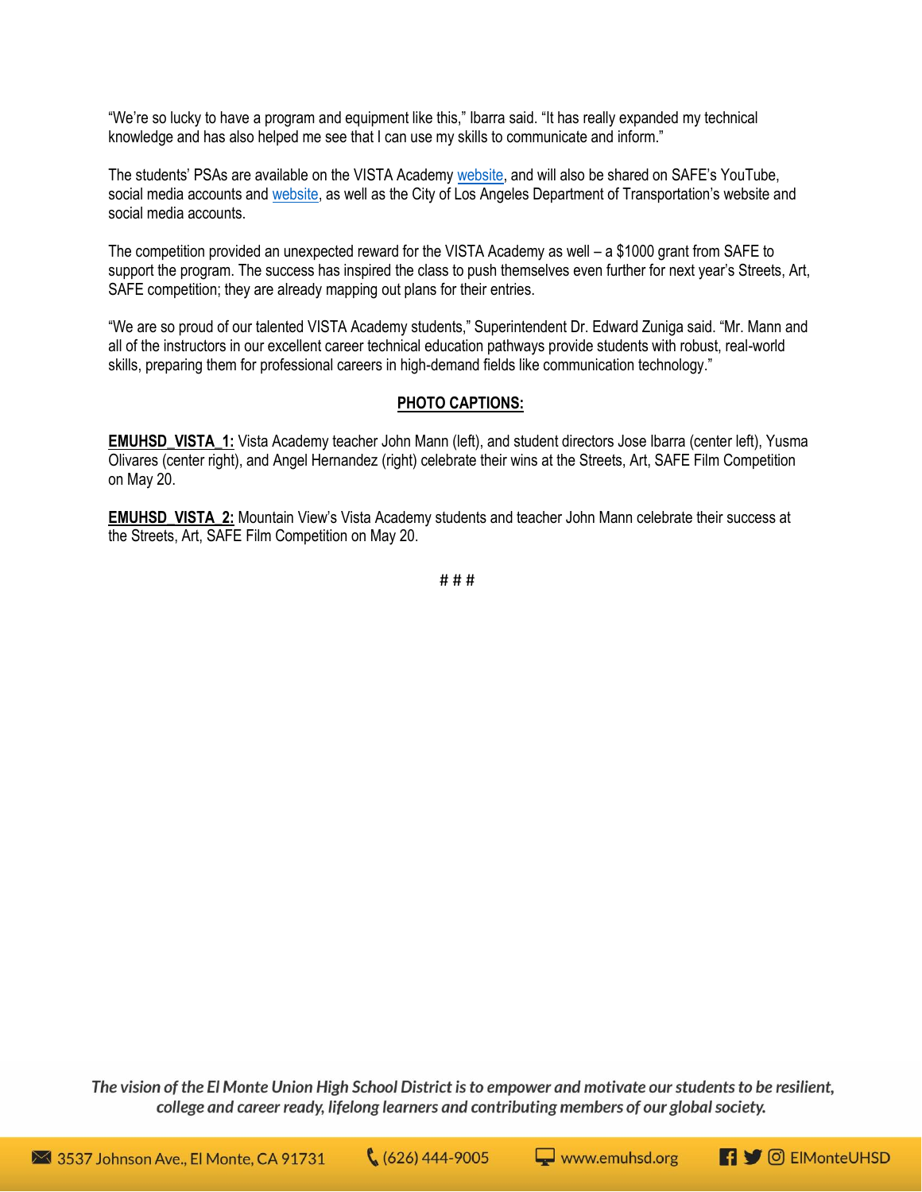"We're so lucky to have a program and equipment like this," Ibarra said. "It has really expanded my technical knowledge and has also helped me see that I can use my skills to communicate and inform."

The students' PSAs are available on the VISTA Academy website, and will also be shared on SAFE's YouTube, social media accounts and website, as well as the City of Los Angeles Department of Transportation's website and social media accounts.

The competition provided an unexpected reward for the VISTA Academy as well – a $1000 grant from SAFE to support the program. The success has inspired the class to push themselves even further for next year's Streets, Art, SAFE competition; they are already mapping out plans for their entries.

"We are so proud of our talented VISTA Academy students," Superintendent Dr. Edward Zuniga said. "Mr. Mann and all of the instructors in our excellent career technical education pathways provide students with robust, real-world skills, preparing them for professional careers in high-demand fields like communication technology."

**PHOTO CAPTIONS:**

**EMUHSD_VISTA_1:** Vista Academy teacher John Mann (left), and student directors Jose Ibarra (center left), Yusma Olivares (center right), and Angel Hernandez (right) celebrate their wins at the Streets, Art, SAFE Film Competition on May 20.

**EMUHSD_VISTA_2:** Mountain View's Vista Academy students and teacher John Mann celebrate their success at the Streets, Art, SAFE Film Competition on May 20.

# # #

*The vision of the El Monte Union High School District is to empower and motivate our students to be resilient, college and career ready, lifelong learners and contributing members of our global society.*

3537 Johnson Ave., El Monte, CA 91731 | (626) 444-9005 | www.emuhsd.org | ElMonteUHSD